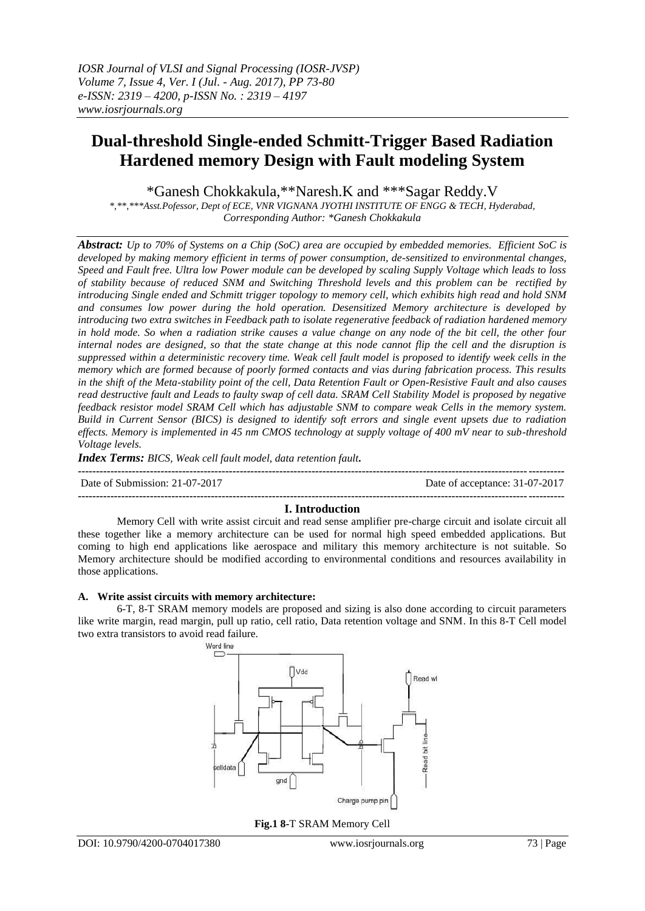# Dual-threshold Single-ended Schmitt-Trigger Based Radiation Hardened memory Design with Fault modeling System

\*Ganesh Chokkakula,\*\*Naresh.K and \*\*\*Sagar Reddy.V

*\*,\*\*,\*\*\*Asst.Pofessor, Dept of ECE, VNR VIGNANA JYOTHI INSTITUTE OF ENGG & TECH, Hyderabad, Corresponding Author: \*Ganesh Chokkakula*

***Abstract:*** *Up to 70% of Systems on a Chip (SoC) area are occupied by embedded memories. Efficient SoC is developed by making memory efficient in terms of power consumption, de-sensitized to environmental changes, Speed and Fault free. Ultra low Power module can be developed by scaling Supply Voltage which leads to loss of stability because of reduced SNM and Switching Threshold levels and this problem can be rectified by introducing Single ended and Schmitt trigger topology to memory cell, which exhibits high read and hold SNM and consumes low power during the hold operation. Desensitized Memory architecture is developed by introducing two extra switches in Feedback path to isolate regenerative feedback of radiation hardened memory in hold mode. So when a radiation strike causes a value change on any node of the bit cell, the other four internal nodes are designed, so that the state change at this node cannot flip the cell and the disruption is suppressed within a deterministic recovery time. Weak cell fault model is proposed to identify week cells in the memory which are formed because of poorly formed contacts and vias during fabrication process. This results in the shift of the Meta-stability point of the cell, Data Retention Fault or Open-Resistive Fault and also causes read destructive fault and Leads to faulty swap of cell data. SRAM Cell Stability Model is proposed by negative feedback resistor model SRAM Cell which has adjustable SNM to compare weak Cells in the memory system. Build in Current Sensor (BICS) is designed to identify soft errors and single event upsets due to radiation effects. Memory is implemented in 45 nm CMOS technology at supply voltage of 400 mV near to sub-threshold Voltage levels.*

***Index Terms:*** *BICS, Weak cell fault model, data retention fault.*

Date of Submission: 21-07-2017 Date of acceptance: 31-07-2017

## I. Introduction

Memory Cell with write assist circuit and read sense amplifier pre-charge circuit and isolate circuit all these together like a memory architecture can be used for normal high speed embedded applications. But coming to high end applications like aerospace and military this memory architecture is not suitable. So Memory architecture should be modified according to environmental conditions and resources availability in those applications.

### A. Write assist circuits with memory architecture:

6-T, 8-T SRAM memory models are proposed and sizing is also done according to circuit parameters like write margin, read margin, pull up ratio, cell ratio, Data retention voltage and SNM. In this 8-T Cell model two extra transistors to avoid read failure.

**Fig.1 8-**T SRAM Memory Cell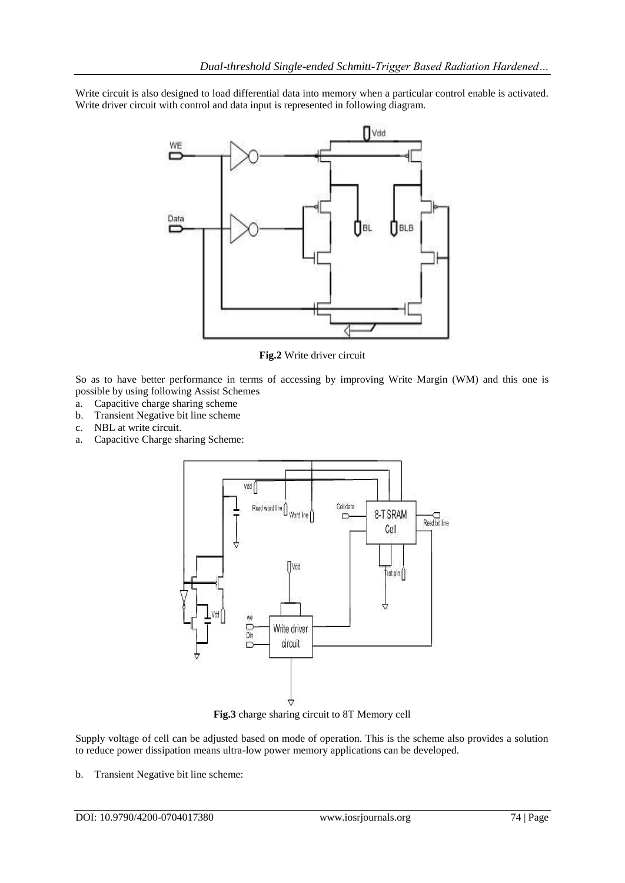Write circuit is also designed to load differential data into memory when a particular control enable is activated. Write driver circuit with control and data input is represented in following diagram.

**Fig.2** Write driver circuit

So as to have better performance in terms of accessing by improving Write Margin (WM) and this one is possible by using following Assist Schemes

a. Capacitive charge sharing scheme
b. Transient Negative bit line scheme
c. NBL at write circuit.

a. Capacitive Charge sharing Scheme:

**Fig.3** charge sharing circuit to 8T Memory cell

Supply voltage of cell can be adjusted based on mode of operation. This is the scheme also provides a solution to reduce power dissipation means ultra-low power memory applications can be developed.

b. Transient Negative bit line scheme: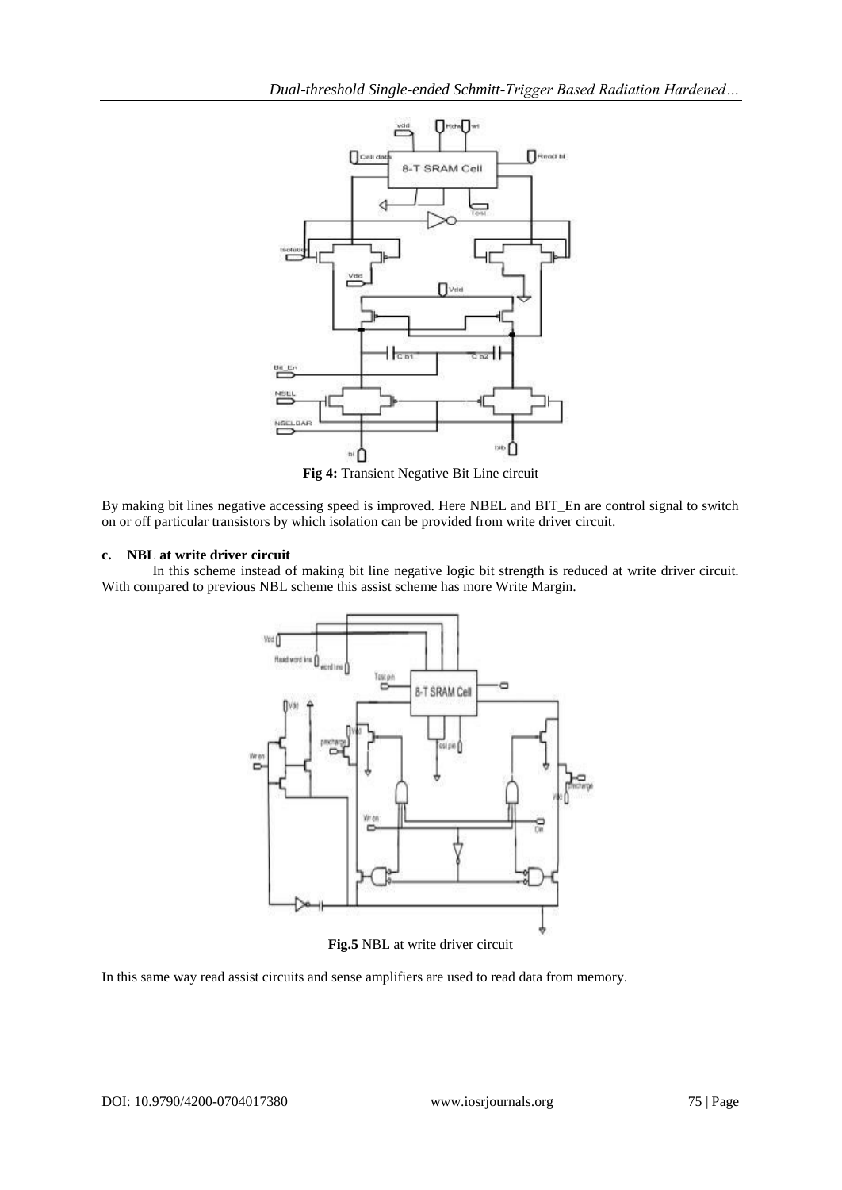**Fig 4:** Transient Negative Bit Line circuit

By making bit lines negative accessing speed is improved. Here NBEL and BIT_En are control signal to switch on or off particular transistors by which isolation can be provided from write driver circuit.

### c. NBL at write driver circuit

In this scheme instead of making bit line negative logic bit strength is reduced at write driver circuit. With compared to previous NBL scheme this assist scheme has more Write Margin.

**Fig.5** NBL at write driver circuit

In this same way read assist circuits and sense amplifiers are used to read data from memory.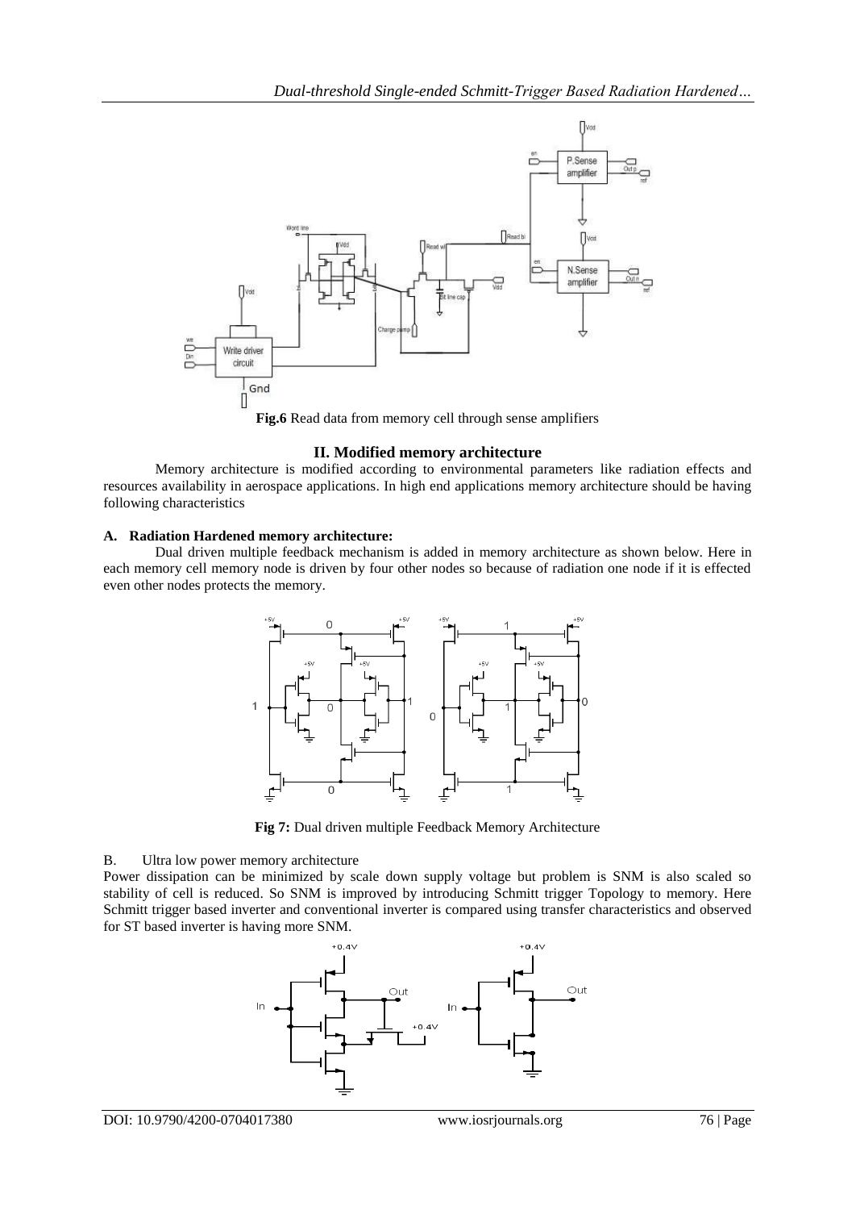**Fig.6** Read data from memory cell through sense amplifiers

## II. Modified memory architecture

Memory architecture is modified according to environmental parameters like radiation effects and resources availability in aerospace applications. In high end applications memory architecture should be having following characteristics

### A. Radiation Hardened memory architecture:

Dual driven multiple feedback mechanism is added in memory architecture as shown below. Here in each memory cell memory node is driven by four other nodes so because of radiation one node if it is effected even other nodes protects the memory.

**Fig 7:** Dual driven multiple Feedback Memory Architecture

### B. Ultra low power memory architecture

Power dissipation can be minimized by scale down supply voltage but problem is SNM is also scaled so stability of cell is reduced. So SNM is improved by introducing Schmitt trigger Topology to memory. Here Schmitt trigger based inverter and conventional inverter is compared using transfer characteristics and observed for ST based inverter is having more SNM.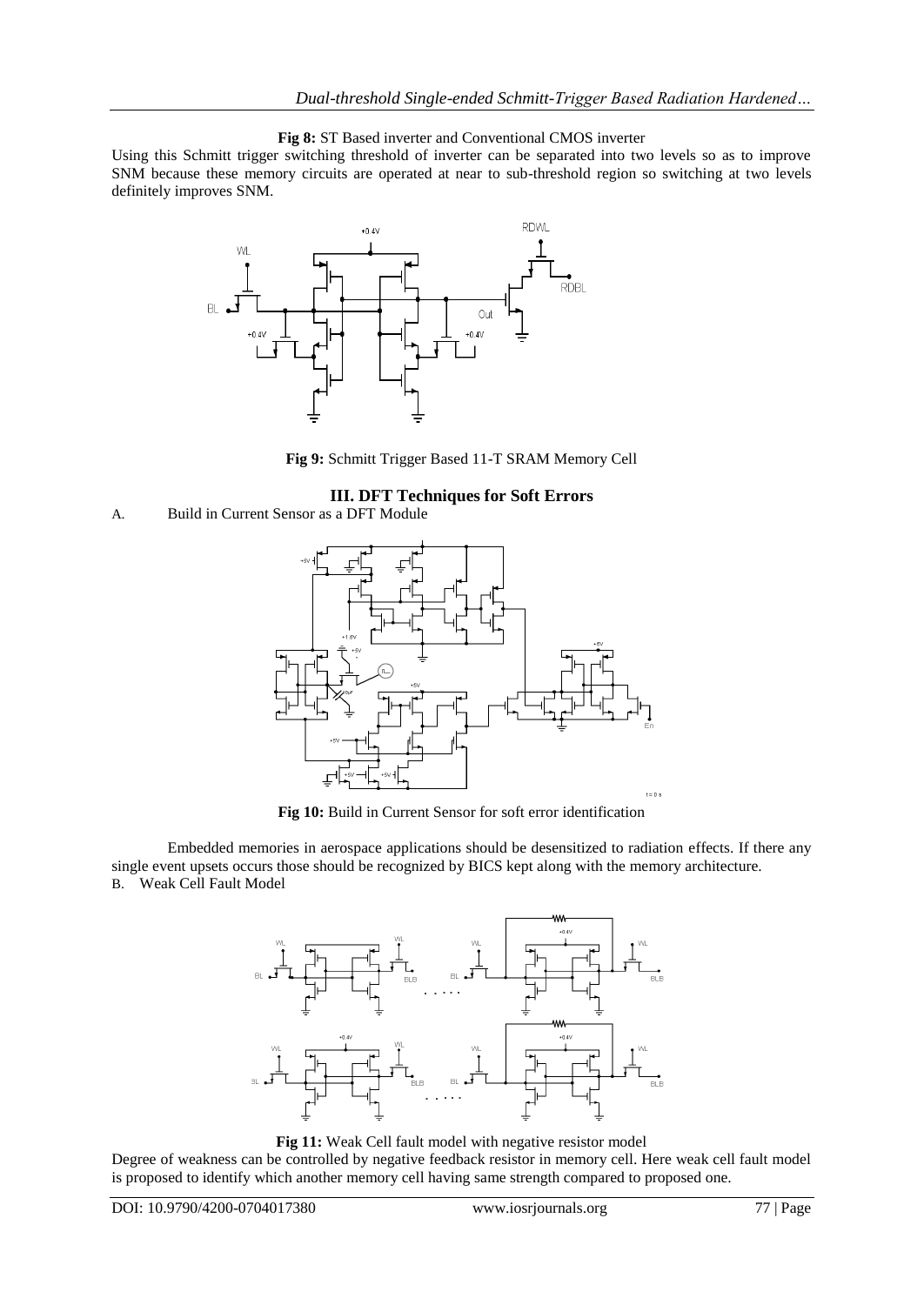**Fig 8:** ST Based inverter and Conventional CMOS inverter

Using this Schmitt trigger switching threshold of inverter can be separated into two levels so as to improve SNM because these memory circuits are operated at near to sub-threshold region so switching at two levels definitely improves SNM.

**Fig 9:** Schmitt Trigger Based 11-T SRAM Memory Cell

## III. DFT Techniques for Soft Errors

A. Build in Current Sensor as a DFT Module

**Fig 10:** Build in Current Sensor for soft error identification

Embedded memories in aerospace applications should be desensitized to radiation effects. If there any single event upsets occurs those should be recognized by BICS kept along with the memory architecture.

B. Weak Cell Fault Model

**Fig 11:** Weak Cell fault model with negative resistor model

Degree of weakness can be controlled by negative feedback resistor in memory cell. Here weak cell fault model is proposed to identify which another memory cell having same strength compared to proposed one.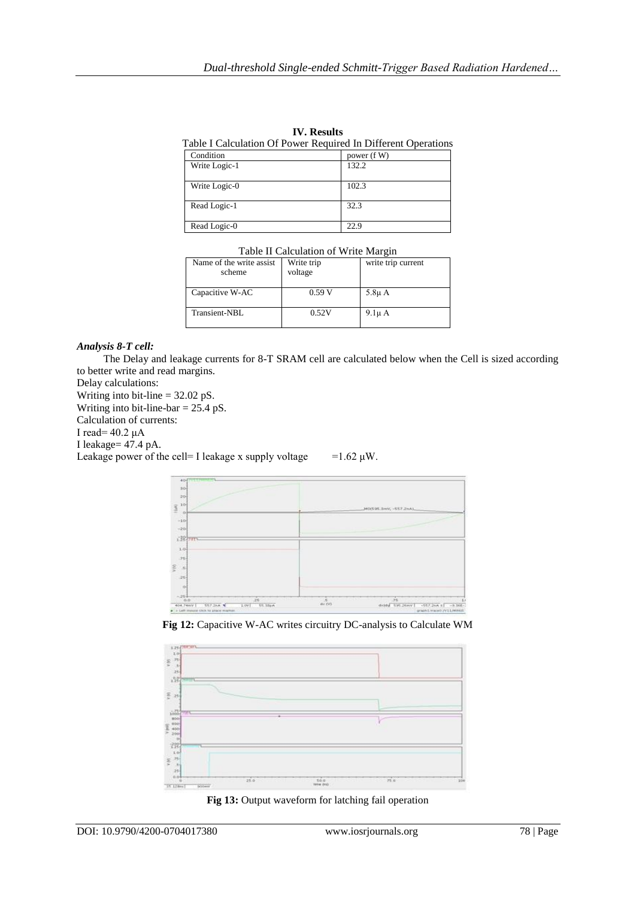## IV. Results

Table I Calculation Of Power Required In Different Operations

| Condition | power (f W) |
|---|---|
| Write Logic-1 | 132.2 |
| Write Logic-0 | 102.3 |
| Read Logic-1 | 32.3 |
| Read Logic-0 | 22.9 |

Table II Calculation of Write Margin

| Name of the write assist scheme | Write trip voltage | write trip current |
|---|---|---|
| Capacitive W-AC | 0.59 V | 5.8µ A |
| Transient-NBL | 0.52V | 9.1µ A |

***Analysis 8-T cell:***

The Delay and leakage currents for 8-T SRAM cell are calculated below when the Cell is sized according to better write and read margins.

Delay calculations:

Writing into bit-line = 32.02 pS.

Writing into bit-line-bar = 25.4 pS.

Calculation of currents:

I read= 40.2 µA

I leakage= 47.4 pA.

Leakage power of the cell= I leakage x supply voltage =1.62 µW.

**Fig 12:** Capacitive W-AC writes circuitry DC-analysis to Calculate WM

**Fig 13:** Output waveform for latching fail operation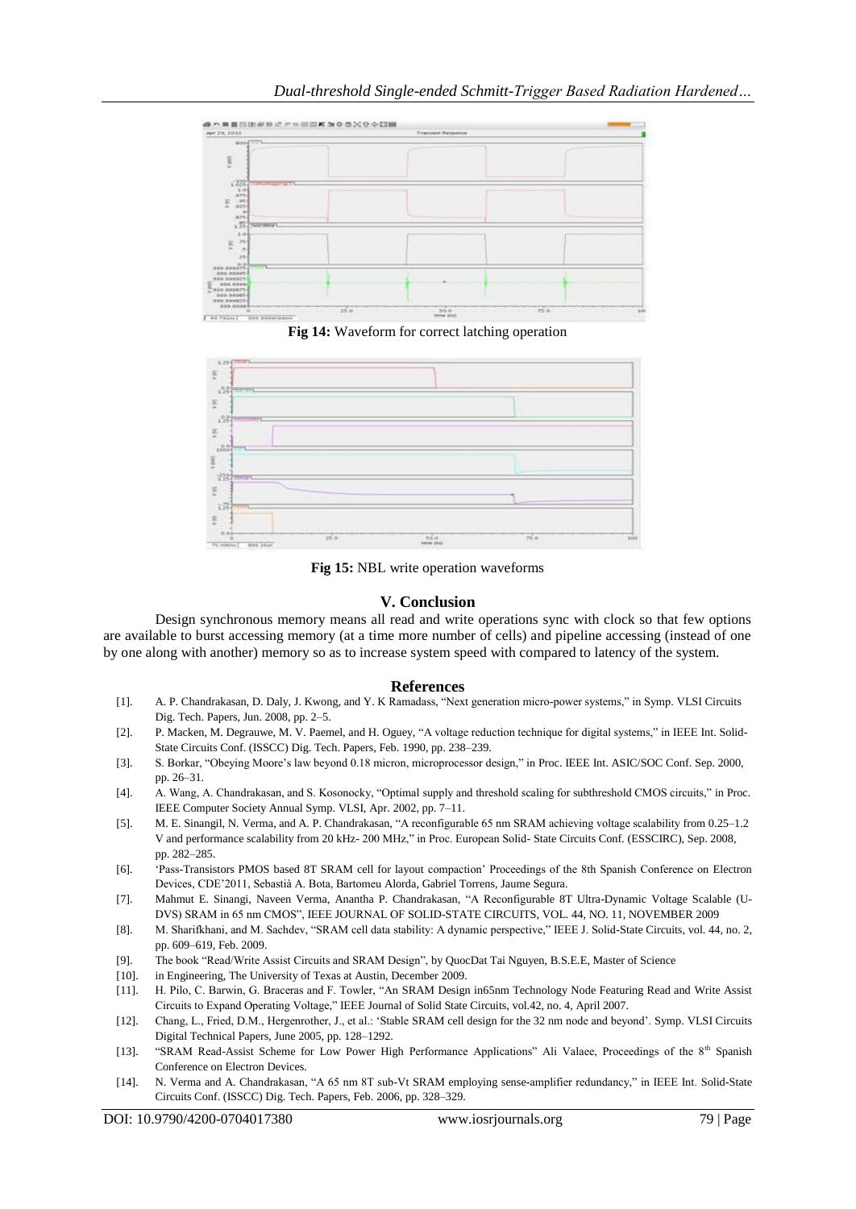**Fig 14:** Waveform for correct latching operation

**Fig 15:** NBL write operation waveforms

## V. Conclusion

Design synchronous memory means all read and write operations sync with clock so that few options are available to burst accessing memory (at a time more number of cells) and pipeline accessing (instead of one by one along with another) memory so as to increase system speed with compared to latency of the system.

## References

[1]. A. P. Chandrakasan, D. Daly, J. Kwong, and Y. K Ramadass, "Next generation micro-power systems," in Symp. VLSI Circuits Dig. Tech. Papers, Jun. 2008, pp. 2–5.

[2]. P. Macken, M. Degrauwe, M. V. Paemel, and H. Oguey, "A voltage reduction technique for digital systems," in IEEE Int. Solid-State Circuits Conf. (ISSCC) Dig. Tech. Papers, Feb. 1990, pp. 238–239.

[3]. S. Borkar, "Obeying Moore's law beyond 0.18 micron, microprocessor design," in Proc. IEEE Int. ASIC/SOC Conf. Sep. 2000, pp. 26–31.

[4]. A. Wang, A. Chandrakasan, and S. Kosonocky, "Optimal supply and threshold scaling for subthreshold CMOS circuits," in Proc. IEEE Computer Society Annual Symp. VLSI, Apr. 2002, pp. 7–11.

[5]. M. E. Sinangil, N. Verma, and A. P. Chandrakasan, "A reconfigurable 65 nm SRAM achieving voltage scalability from 0.25–1.2 V and performance scalability from 20 kHz- 200 MHz," in Proc. European Solid- State Circuits Conf. (ESSCIRC), Sep. 2008, pp. 282–285.

[6]. 'Pass-Transistors PMOS based 8T SRAM cell for layout compaction' Proceedings of the 8th Spanish Conference on Electron Devices, CDE'2011, Sebastià A. Bota, Bartomeu Alorda, Gabriel Torrens, Jaume Segura.

[7]. Mahmut E. Sinangi, Naveen Verma, Anantha P. Chandrakasan, "A Reconfigurable 8T Ultra-Dynamic Voltage Scalable (U-DVS) SRAM in 65 nm CMOS", IEEE JOURNAL OF SOLID-STATE CIRCUITS, VOL. 44, NO. 11, NOVEMBER 2009

[8]. M. Sharifkhani, and M. Sachdev, "SRAM cell data stability: A dynamic perspective," IEEE J. Solid-State Circuits, vol. 44, no. 2, pp. 609–619, Feb. 2009.

[9]. The book "Read/Write Assist Circuits and SRAM Design", by QuocDat Tai Nguyen, B.S.E.E, Master of Science

[10]. in Engineering, The University of Texas at Austin, December 2009.

[11]. H. Pilo, C. Barwin, G. Braceras and F. Towler, "An SRAM Design in65nm Technology Node Featuring Read and Write Assist Circuits to Expand Operating Voltage," IEEE Journal of Solid State Circuits, vol.42, no. 4, April 2007.

[12]. Chang, L., Fried, D.M., Hergenrother, J., et al.: 'Stable SRAM cell design for the 32 nm node and beyond'. Symp. VLSI Circuits Digital Technical Papers, June 2005, pp. 128–1292.

[13]. "SRAM Read-Assist Scheme for Low Power High Performance Applications" Ali Valaee, Proceedings of the 8th Spanish Conference on Electron Devices.

[14]. N. Verma and A. Chandrakasan, "A 65 nm 8T sub-Vt SRAM employing sense-amplifier redundancy," in IEEE Int. Solid-State Circuits Conf. (ISSCC) Dig. Tech. Papers, Feb. 2006, pp. 328–329.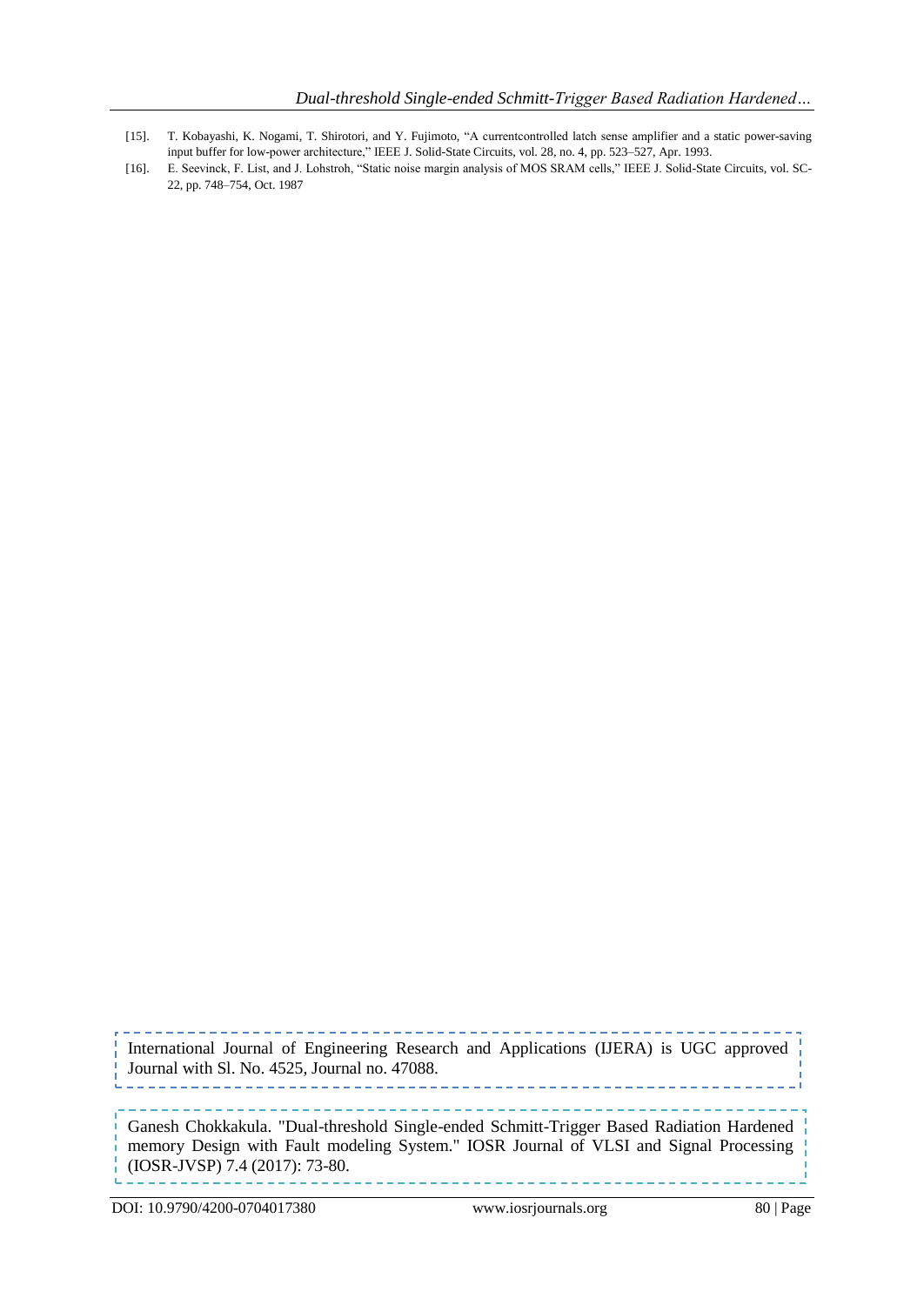[15]. T. Kobayashi, K. Nogami, T. Shirotori, and Y. Fujimoto, "A currentcontrolled latch sense amplifier and a static power-saving input buffer for low-power architecture," IEEE J. Solid-State Circuits, vol. 28, no. 4, pp. 523–527, Apr. 1993.

[16]. E. Seevinck, F. List, and J. Lohstroh, "Static noise margin analysis of MOS SRAM cells," IEEE J. Solid-State Circuits, vol. SC-22, pp. 748–754, Oct. 1987

International Journal of Engineering Research and Applications (IJERA) is UGC approved Journal with Sl. No. 4525, Journal no. 47088.

Ganesh Chokkakula. "Dual-threshold Single-ended Schmitt-Trigger Based Radiation Hardened memory Design with Fault modeling System." IOSR Journal of VLSI and Signal Processing (IOSR-JVSP) 7.4 (2017): 73-80.